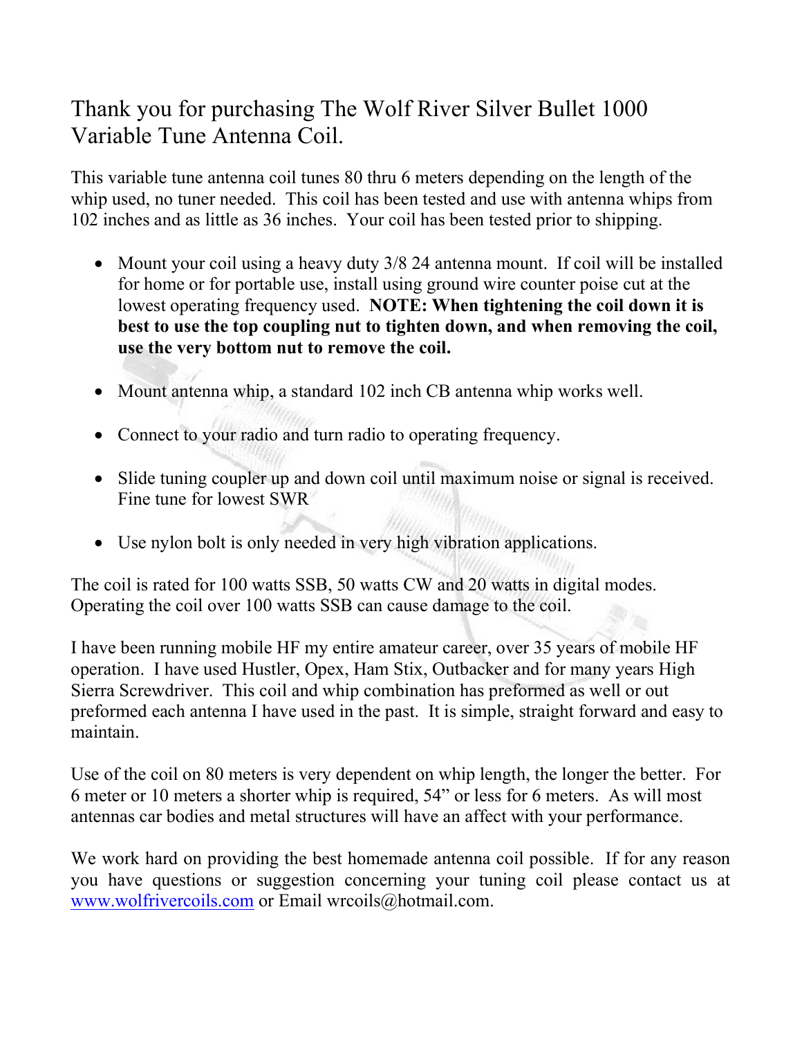# Thank you for purchasing The Wolf River Silver Bullet 1000 Variable Tune Antenna Coil.

This variable tune antenna coil tunes 80 thru 6 meters depending on the length of the whip used, no tuner needed. This coil has been tested and use with antenna whips from 102 inches and as little as 36 inches. Your coil has been tested prior to shipping.

- Mount your coil using a heavy duty 3/8 24 antenna mount. If coil will be installed for home or for portable use, install using ground wire counter poise cut at the lowest operating frequency used. **NOTE: When tightening the coil down it is best to use the top coupling nut to tighten down, and when removing the coil, use the very bottom nut to remove the coil.**

- Mount antenna whip, a standard 102 inch CB antenna whip works well.

- Connect to your radio and turn radio to operating frequency.

- Slide tuning coupler up and down coil until maximum noise or signal is received. Fine tune for lowest SWR

- Use nylon bolt is only needed in very high vibration applications.

The coil is rated for 100 watts SSB, 50 watts CW and 20 watts in digital modes. Operating the coil over 100 watts SSB can cause damage to the coil.

I have been running mobile HF my entire amateur career, over 35 years of mobile HF operation. I have used Hustler, Opex, Ham Stix, Outbacker and for many years High Sierra Screwdriver. This coil and whip combination has preformed as well or out preformed each antenna I have used in the past. It is simple, straight forward and easy to maintain.

Use of the coil on 80 meters is very dependent on whip length, the longer the better. For 6 meter or 10 meters a shorter whip is required, 54" or less for 6 meters. As will most antennas car bodies and metal structures will have an affect with your performance.

We work hard on providing the best homemade antenna coil possible. If for any reason you have questions or suggestion concerning your tuning coil please contact us at [www.wolfrivercoils.com](http://www.wolfrivercoils.com) or Email wrcoils@hotmail.com.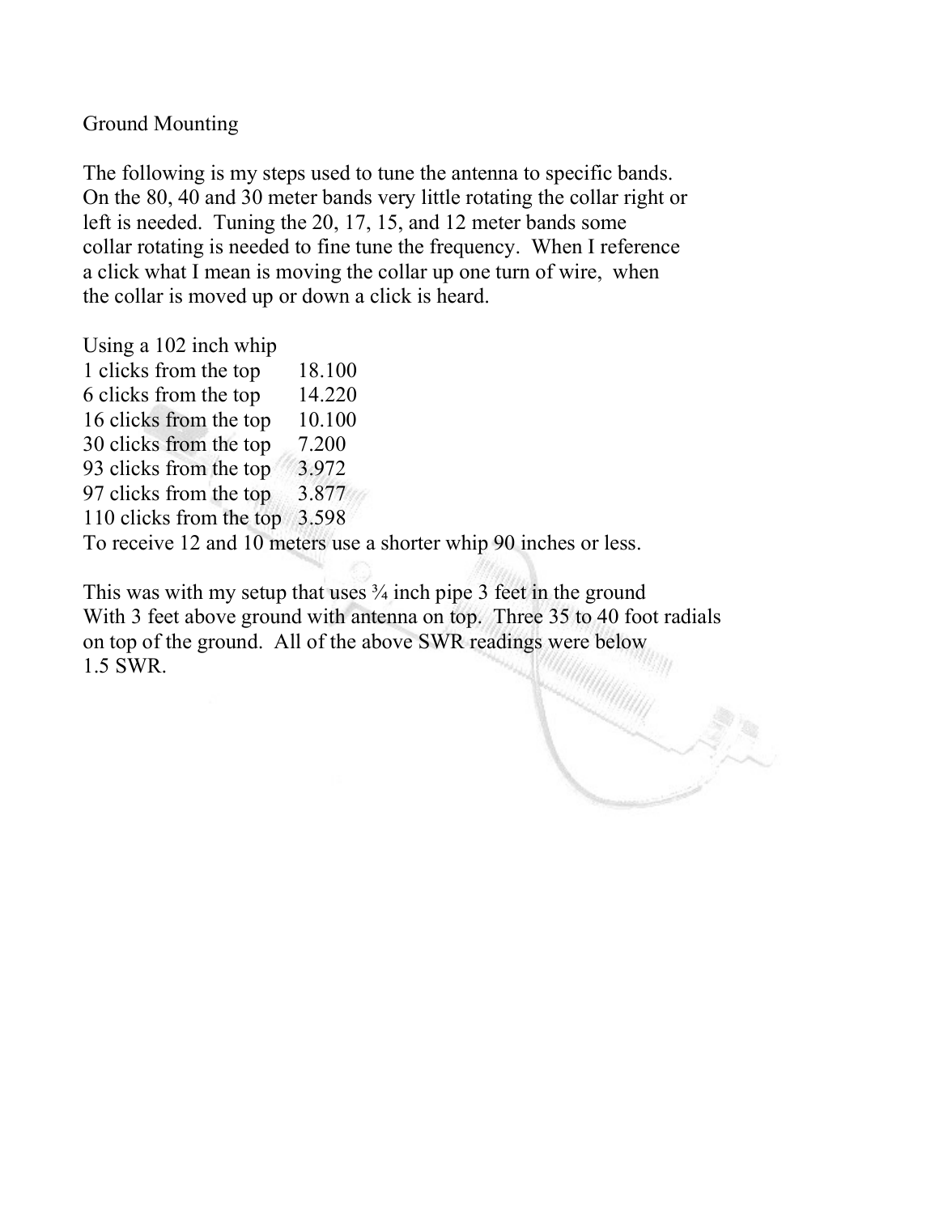Ground Mounting

The following is my steps used to tune the antenna to specific bands. On the 80, 40 and 30 meter bands very little rotating the collar right or left is needed. Tuning the 20, 17, 15, and 12 meter bands some collar rotating is needed to fine tune the frequency. When I reference a click what I mean is moving the collar up one turn of wire, when the collar is moved up or down a click is heard.

Using a 102 inch whip

| | |
|---|---|
| 1 clicks from the top | 18.100 |
| 6 clicks from the top | 14.220 |
| 16 clicks from the top | 10.100 |
| 30 clicks from the top | 7.200 |
| 93 clicks from the top | 3.972 |
| 97 clicks from the top | 3.877 |
| 110 clicks from the top | 3.598 |

To receive 12 and 10 meters use a shorter whip 90 inches or less.

This was with my setup that uses ¾ inch pipe 3 feet in the ground With 3 feet above ground with antenna on top. Three 35 to 40 foot radials on top of the ground. All of the above SWR readings were below 1.5 SWR.